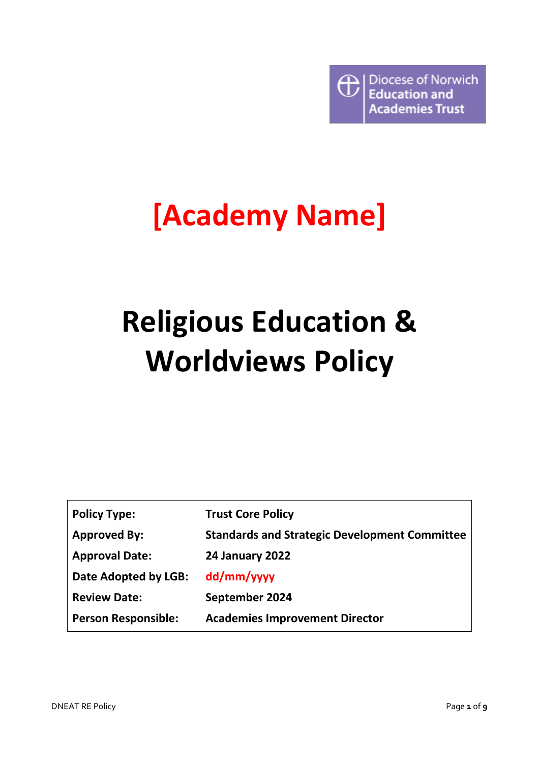Diocese of Norwich Education and Academies Trust

# [Academy Name]

# Religious Education & Worldviews Policy

| | |
|---|---|
| **Policy Type:** | **Trust Core Policy** |
| **Approved By:** | **Standards and Strategic Development Committee** |
| **Approval Date:** | **24 January 2022** |
| **Date Adopted by LGB:** | **dd/mm/yyyy** |
| **Review Date:** | **September 2024** |
| **Person Responsible:** | **Academies Improvement Director** |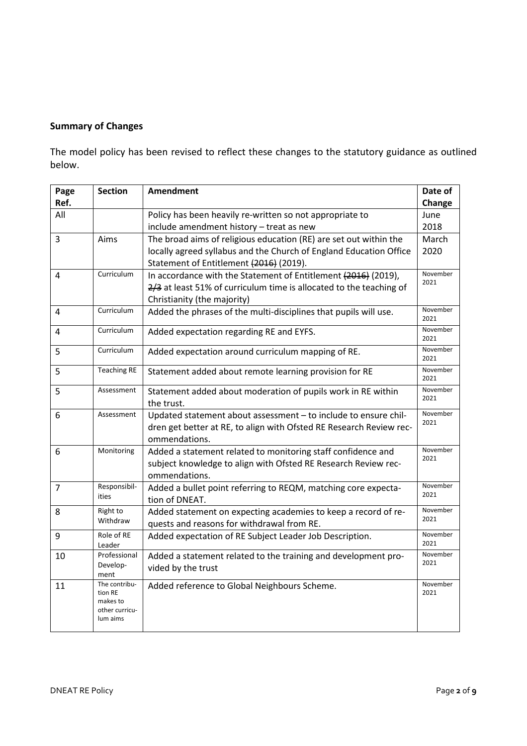**Summary of Changes**

The model policy has been revised to reflect these changes to the statutory guidance as outlined below.

| Page Ref. | Section | Amendment | Date of Change |
|---|---|---|---|
| All | | Policy has been heavily re-written so not appropriate to include amendment history – treat as new | June 2018 |
| 3 | Aims | The broad aims of religious education (RE) are set out within the locally agreed syllabus and the Church of England Education Office Statement of Entitlement ~~(2016)~~ (2019). | March 2020 |
| 4 | Curriculum | In accordance with the Statement of Entitlement ~~(2016)~~ (2019), ~~2/3~~ at least 51% of curriculum time is allocated to the teaching of Christianity (the majority) | November 2021 |
| 4 | Curriculum | Added the phrases of the multi-disciplines that pupils will use. | November 2021 |
| 4 | Curriculum | Added expectation regarding RE and EYFS. | November 2021 |
| 5 | Curriculum | Added expectation around curriculum mapping of RE. | November 2021 |
| 5 | Teaching RE | Statement added about remote learning provision for RE | November 2021 |
| 5 | Assessment | Statement added about moderation of pupils work in RE within the trust. | November 2021 |
| 6 | Assessment | Updated statement about assessment – to include to ensure children get better at RE, to align with Ofsted RE Research Review recommendations. | November 2021 |
| 6 | Monitoring | Added a statement related to monitoring staff confidence and subject knowledge to align with Ofsted RE Research Review recommendations. | November 2021 |
| 7 | Responsibilities | Added a bullet point referring to REQM, matching core expectation of DNEAT. | November 2021 |
| 8 | Right to Withdraw | Added statement on expecting academies to keep a record of requests and reasons for withdrawal from RE. | November 2021 |
| 9 | Role of RE Leader | Added expectation of RE Subject Leader Job Description. | November 2021 |
| 10 | Professional Development | Added a statement related to the training and development provided by the trust | November 2021 |
| 11 | The contribution RE makes to other curriculum aims | Added reference to Global Neighbours Scheme. | November 2021 |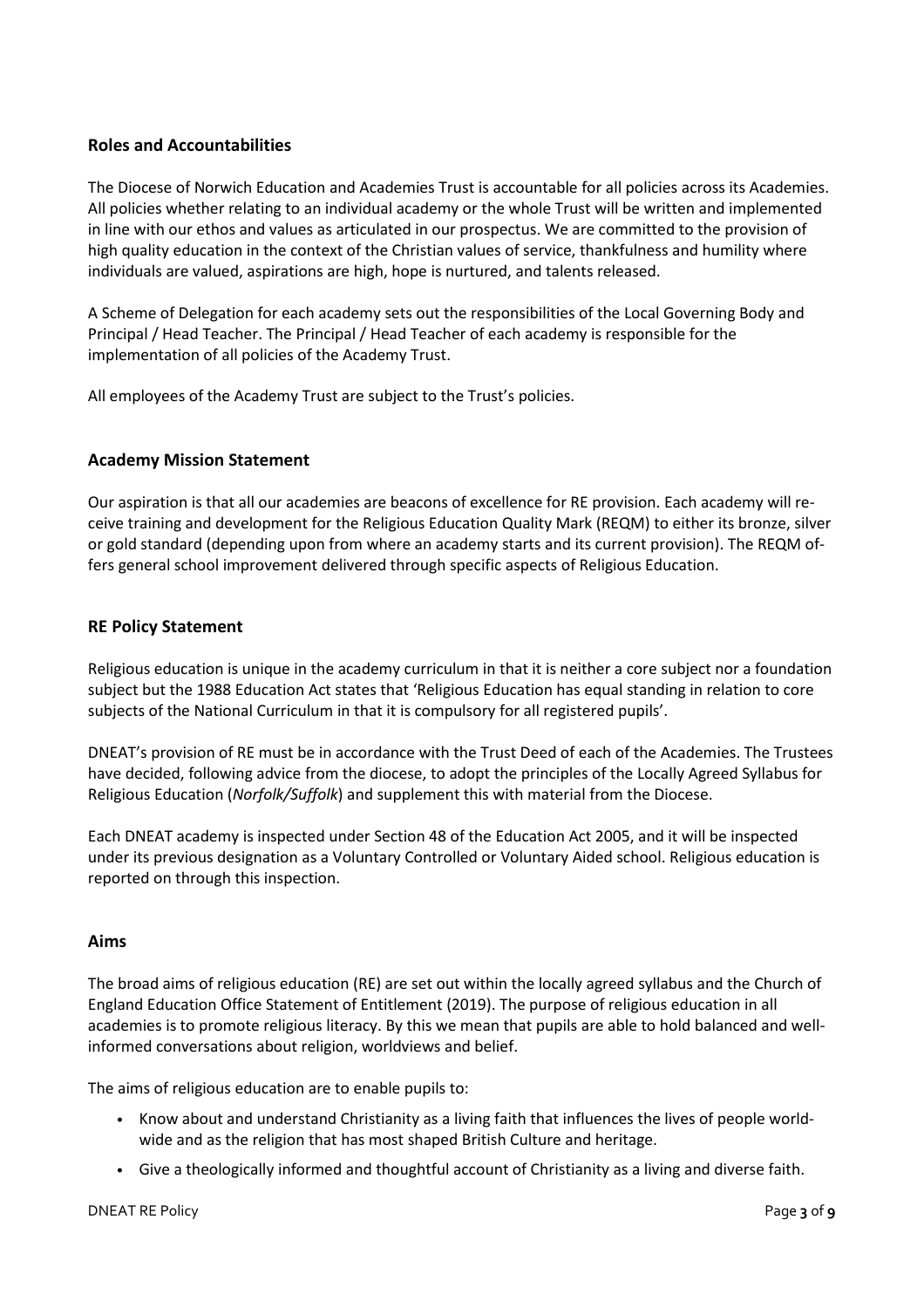## Roles and Accountabilities

The Diocese of Norwich Education and Academies Trust is accountable for all policies across its Academies. All policies whether relating to an individual academy or the whole Trust will be written and implemented in line with our ethos and values as articulated in our prospectus. We are committed to the provision of high quality education in the context of the Christian values of service, thankfulness and humility where individuals are valued, aspirations are high, hope is nurtured, and talents released.

A Scheme of Delegation for each academy sets out the responsibilities of the Local Governing Body and Principal / Head Teacher. The Principal / Head Teacher of each academy is responsible for the implementation of all policies of the Academy Trust.

All employees of the Academy Trust are subject to the Trust's policies.

## Academy Mission Statement

Our aspiration is that all our academies are beacons of excellence for RE provision. Each academy will receive training and development for the Religious Education Quality Mark (REQM) to either its bronze, silver or gold standard (depending upon from where an academy starts and its current provision). The REQM offers general school improvement delivered through specific aspects of Religious Education.

## RE Policy Statement

Religious education is unique in the academy curriculum in that it is neither a core subject nor a foundation subject but the 1988 Education Act states that 'Religious Education has equal standing in relation to core subjects of the National Curriculum in that it is compulsory for all registered pupils'.

DNEAT's provision of RE must be in accordance with the Trust Deed of each of the Academies. The Trustees have decided, following advice from the diocese, to adopt the principles of the Locally Agreed Syllabus for Religious Education (*Norfolk/Suffolk*) and supplement this with material from the Diocese.

Each DNEAT academy is inspected under Section 48 of the Education Act 2005, and it will be inspected under its previous designation as a Voluntary Controlled or Voluntary Aided school. Religious education is reported on through this inspection.

## Aims

The broad aims of religious education (RE) are set out within the locally agreed syllabus and the Church of England Education Office Statement of Entitlement (2019). The purpose of religious education in all academies is to promote religious literacy. By this we mean that pupils are able to hold balanced and well-informed conversations about religion, worldviews and belief.

The aims of religious education are to enable pupils to:

- Know about and understand Christianity as a living faith that influences the lives of people worldwide and as the religion that has most shaped British Culture and heritage.
- Give a theologically informed and thoughtful account of Christianity as a living and diverse faith.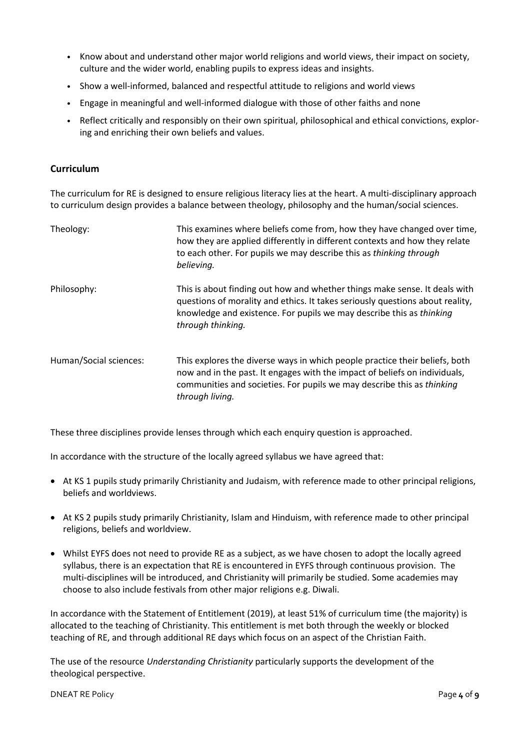- Know about and understand other major world religions and world views, their impact on society, culture and the wider world, enabling pupils to express ideas and insights.
- Show a well-informed, balanced and respectful attitude to religions and world views
- Engage in meaningful and well-informed dialogue with those of other faiths and none
- Reflect critically and responsibly on their own spiritual, philosophical and ethical convictions, exploring and enriching their own beliefs and values.

## Curriculum

The curriculum for RE is designed to ensure religious literacy lies at the heart. A multi-disciplinary approach to curriculum design provides a balance between theology, philosophy and the human/social sciences.

| | |
|---|---|
| Theology: | This examines where beliefs come from, how they have changed over time, how they are applied differently in different contexts and how they relate to each other. For pupils we may describe this as *thinking through believing.* |
| Philosophy: | This is about finding out how and whether things make sense. It deals with questions of morality and ethics. It takes seriously questions about reality, knowledge and existence. For pupils we may describe this as *thinking through thinking.* |
| Human/Social sciences: | This explores the diverse ways in which people practice their beliefs, both now and in the past. It engages with the impact of beliefs on individuals, communities and societies. For pupils we may describe this as *thinking through living.* |

These three disciplines provide lenses through which each enquiry question is approached.

In accordance with the structure of the locally agreed syllabus we have agreed that:

- At KS 1 pupils study primarily Christianity and Judaism, with reference made to other principal religions, beliefs and worldviews.
- At KS 2 pupils study primarily Christianity, Islam and Hinduism, with reference made to other principal religions, beliefs and worldview.
- Whilst EYFS does not need to provide RE as a subject, as we have chosen to adopt the locally agreed syllabus, there is an expectation that RE is encountered in EYFS through continuous provision. The multi-disciplines will be introduced, and Christianity will primarily be studied. Some academies may choose to also include festivals from other major religions e.g. Diwali.

In accordance with the Statement of Entitlement (2019), at least 51% of curriculum time (the majority) is allocated to the teaching of Christianity. This entitlement is met both through the weekly or blocked teaching of RE, and through additional RE days which focus on an aspect of the Christian Faith.

The use of the resource *Understanding Christianity* particularly supports the development of the theological perspective.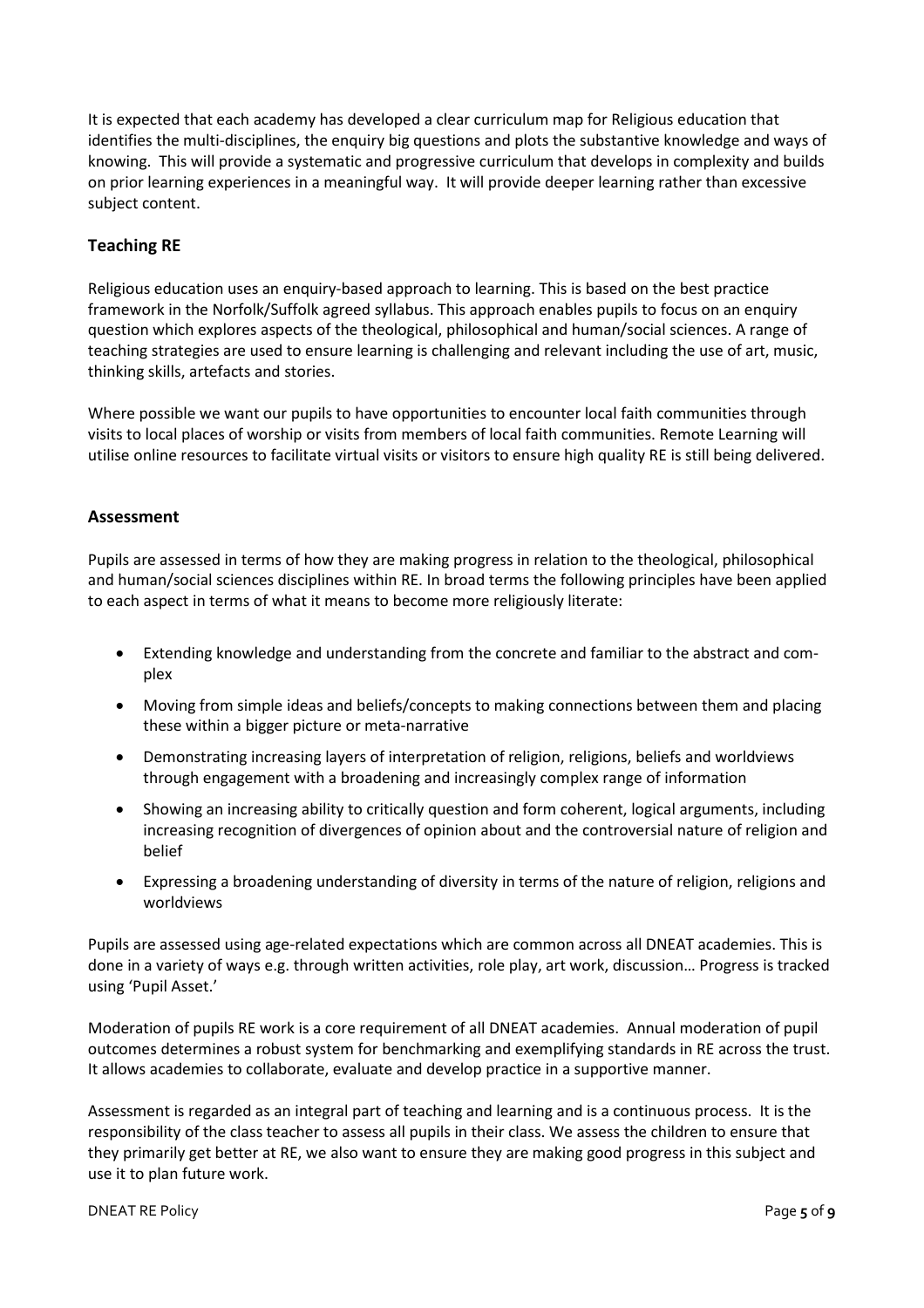It is expected that each academy has developed a clear curriculum map for Religious education that identifies the multi-disciplines, the enquiry big questions and plots the substantive knowledge and ways of knowing. This will provide a systematic and progressive curriculum that develops in complexity and builds on prior learning experiences in a meaningful way. It will provide deeper learning rather than excessive subject content.

## Teaching RE

Religious education uses an enquiry-based approach to learning. This is based on the best practice framework in the Norfolk/Suffolk agreed syllabus. This approach enables pupils to focus on an enquiry question which explores aspects of the theological, philosophical and human/social sciences. A range of teaching strategies are used to ensure learning is challenging and relevant including the use of art, music, thinking skills, artefacts and stories.

Where possible we want our pupils to have opportunities to encounter local faith communities through visits to local places of worship or visits from members of local faith communities. Remote Learning will utilise online resources to facilitate virtual visits or visitors to ensure high quality RE is still being delivered.

## Assessment

Pupils are assessed in terms of how they are making progress in relation to the theological, philosophical and human/social sciences disciplines within RE. In broad terms the following principles have been applied to each aspect in terms of what it means to become more religiously literate:

- Extending knowledge and understanding from the concrete and familiar to the abstract and complex
- Moving from simple ideas and beliefs/concepts to making connections between them and placing these within a bigger picture or meta-narrative
- Demonstrating increasing layers of interpretation of religion, religions, beliefs and worldviews through engagement with a broadening and increasingly complex range of information
- Showing an increasing ability to critically question and form coherent, logical arguments, including increasing recognition of divergences of opinion about and the controversial nature of religion and belief
- Expressing a broadening understanding of diversity in terms of the nature of religion, religions and worldviews

Pupils are assessed using age-related expectations which are common across all DNEAT academies. This is done in a variety of ways e.g. through written activities, role play, art work, discussion… Progress is tracked using 'Pupil Asset.'

Moderation of pupils RE work is a core requirement of all DNEAT academies. Annual moderation of pupil outcomes determines a robust system for benchmarking and exemplifying standards in RE across the trust. It allows academies to collaborate, evaluate and develop practice in a supportive manner.

Assessment is regarded as an integral part of teaching and learning and is a continuous process. It is the responsibility of the class teacher to assess all pupils in their class. We assess the children to ensure that they primarily get better at RE, we also want to ensure they are making good progress in this subject and use it to plan future work.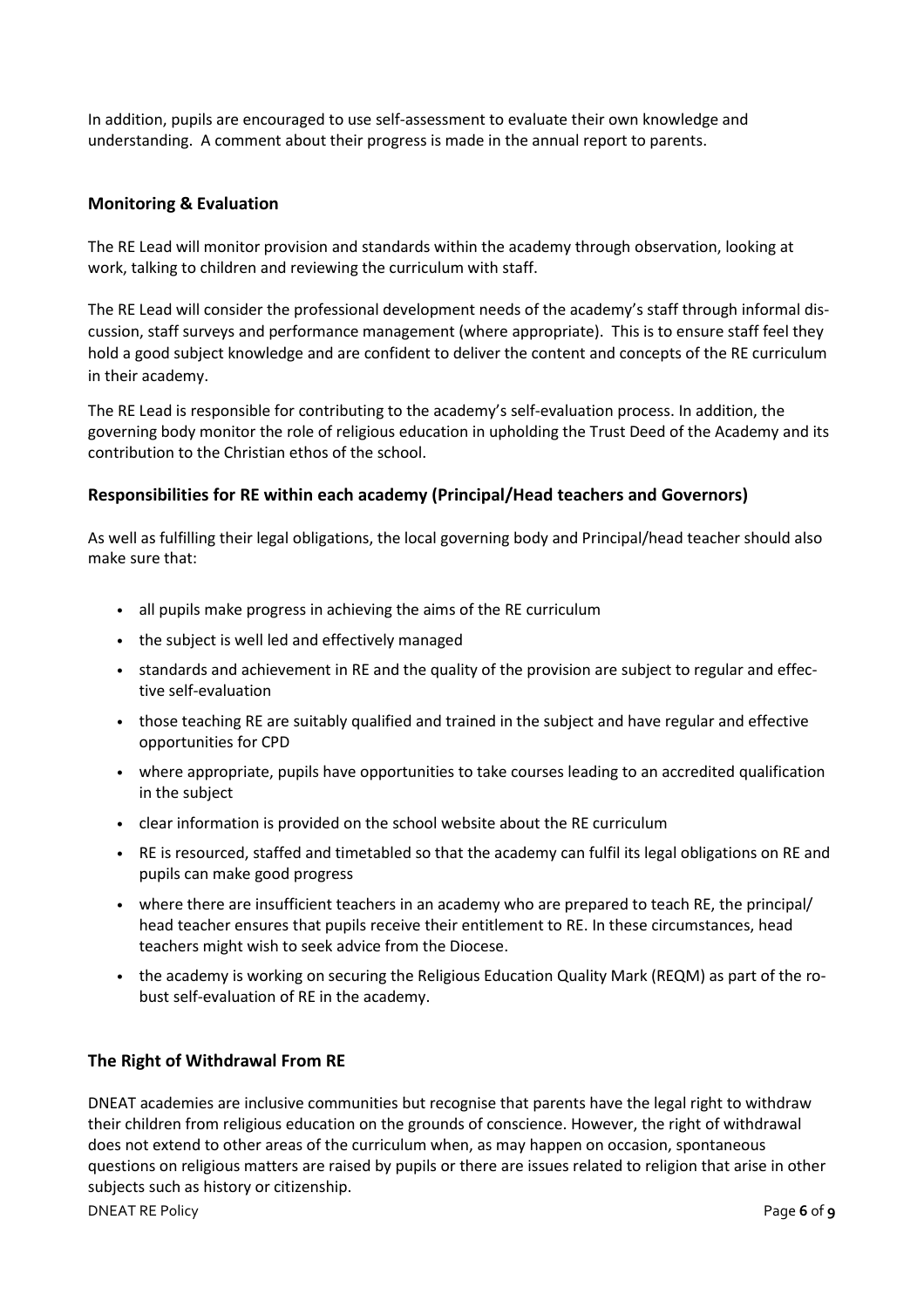In addition, pupils are encouraged to use self-assessment to evaluate their own knowledge and understanding. A comment about their progress is made in the annual report to parents.

## Monitoring & Evaluation

The RE Lead will monitor provision and standards within the academy through observation, looking at work, talking to children and reviewing the curriculum with staff.

The RE Lead will consider the professional development needs of the academy's staff through informal discussion, staff surveys and performance management (where appropriate). This is to ensure staff feel they hold a good subject knowledge and are confident to deliver the content and concepts of the RE curriculum in their academy.

The RE Lead is responsible for contributing to the academy's self-evaluation process. In addition, the governing body monitor the role of religious education in upholding the Trust Deed of the Academy and its contribution to the Christian ethos of the school.

## Responsibilities for RE within each academy (Principal/Head teachers and Governors)

As well as fulfilling their legal obligations, the local governing body and Principal/head teacher should also make sure that:

- all pupils make progress in achieving the aims of the RE curriculum
- the subject is well led and effectively managed
- standards and achievement in RE and the quality of the provision are subject to regular and effective self-evaluation
- those teaching RE are suitably qualified and trained in the subject and have regular and effective opportunities for CPD
- where appropriate, pupils have opportunities to take courses leading to an accredited qualification in the subject
- clear information is provided on the school website about the RE curriculum
- RE is resourced, staffed and timetabled so that the academy can fulfil its legal obligations on RE and pupils can make good progress
- where there are insufficient teachers in an academy who are prepared to teach RE, the principal/ head teacher ensures that pupils receive their entitlement to RE. In these circumstances, head teachers might wish to seek advice from the Diocese.
- the academy is working on securing the Religious Education Quality Mark (REQM) as part of the robust self-evaluation of RE in the academy.

## The Right of Withdrawal From RE

DNEAT academies are inclusive communities but recognise that parents have the legal right to withdraw their children from religious education on the grounds of conscience. However, the right of withdrawal does not extend to other areas of the curriculum when, as may happen on occasion, spontaneous questions on religious matters are raised by pupils or there are issues related to religion that arise in other subjects such as history or citizenship.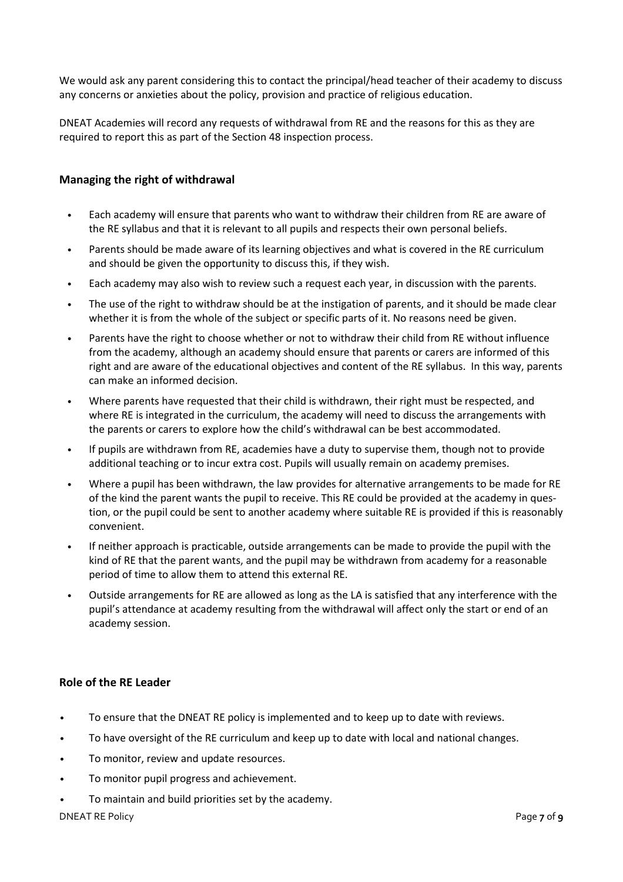We would ask any parent considering this to contact the principal/head teacher of their academy to discuss any concerns or anxieties about the policy, provision and practice of religious education.

DNEAT Academies will record any requests of withdrawal from RE and the reasons for this as they are required to report this as part of the Section 48 inspection process.

### Managing the right of withdrawal

- Each academy will ensure that parents who want to withdraw their children from RE are aware of the RE syllabus and that it is relevant to all pupils and respects their own personal beliefs.
- Parents should be made aware of its learning objectives and what is covered in the RE curriculum and should be given the opportunity to discuss this, if they wish.
- Each academy may also wish to review such a request each year, in discussion with the parents.
- The use of the right to withdraw should be at the instigation of parents, and it should be made clear whether it is from the whole of the subject or specific parts of it. No reasons need be given.
- Parents have the right to choose whether or not to withdraw their child from RE without influence from the academy, although an academy should ensure that parents or carers are informed of this right and are aware of the educational objectives and content of the RE syllabus. In this way, parents can make an informed decision.
- Where parents have requested that their child is withdrawn, their right must be respected, and where RE is integrated in the curriculum, the academy will need to discuss the arrangements with the parents or carers to explore how the child's withdrawal can be best accommodated.
- If pupils are withdrawn from RE, academies have a duty to supervise them, though not to provide additional teaching or to incur extra cost. Pupils will usually remain on academy premises.
- Where a pupil has been withdrawn, the law provides for alternative arrangements to be made for RE of the kind the parent wants the pupil to receive. This RE could be provided at the academy in question, or the pupil could be sent to another academy where suitable RE is provided if this is reasonably convenient.
- If neither approach is practicable, outside arrangements can be made to provide the pupil with the kind of RE that the parent wants, and the pupil may be withdrawn from academy for a reasonable period of time to allow them to attend this external RE.
- Outside arrangements for RE are allowed as long as the LA is satisfied that any interference with the pupil's attendance at academy resulting from the withdrawal will affect only the start or end of an academy session.

### Role of the RE Leader

- To ensure that the DNEAT RE policy is implemented and to keep up to date with reviews.
- To have oversight of the RE curriculum and keep up to date with local and national changes.
- To monitor, review and update resources.
- To monitor pupil progress and achievement.
- To maintain and build priorities set by the academy.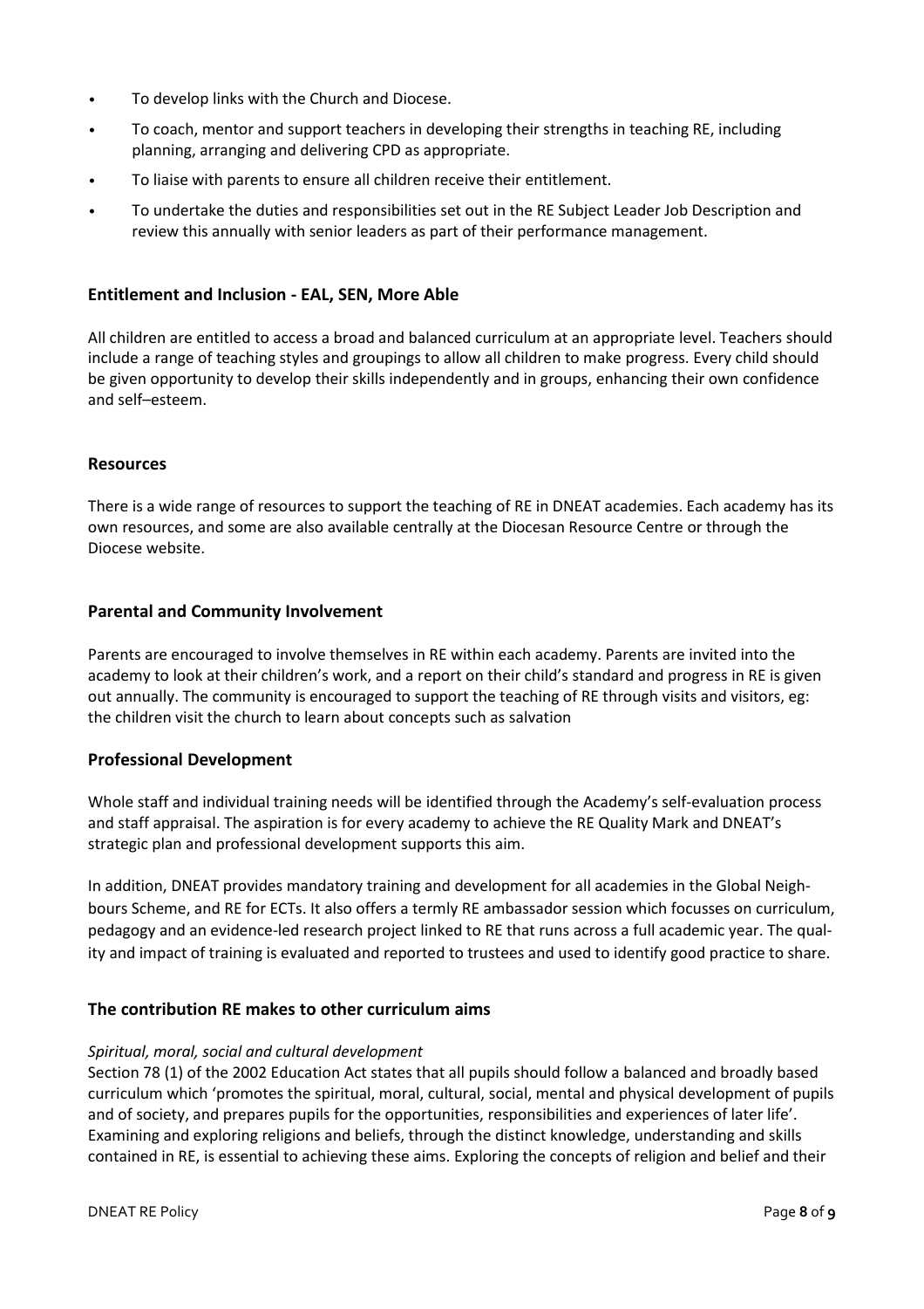- To develop links with the Church and Diocese.
- To coach, mentor and support teachers in developing their strengths in teaching RE, including planning, arranging and delivering CPD as appropriate.
- To liaise with parents to ensure all children receive their entitlement.
- To undertake the duties and responsibilities set out in the RE Subject Leader Job Description and review this annually with senior leaders as part of their performance management.

## Entitlement and Inclusion - EAL, SEN, More Able

All children are entitled to access a broad and balanced curriculum at an appropriate level. Teachers should include a range of teaching styles and groupings to allow all children to make progress. Every child should be given opportunity to develop their skills independently and in groups, enhancing their own confidence and self–esteem.

## Resources

There is a wide range of resources to support the teaching of RE in DNEAT academies. Each academy has its own resources, and some are also available centrally at the Diocesan Resource Centre or through the Diocese website.

## Parental and Community Involvement

Parents are encouraged to involve themselves in RE within each academy. Parents are invited into the academy to look at their children's work, and a report on their child's standard and progress in RE is given out annually. The community is encouraged to support the teaching of RE through visits and visitors, eg: the children visit the church to learn about concepts such as salvation

## Professional Development

Whole staff and individual training needs will be identified through the Academy's self-evaluation process and staff appraisal. The aspiration is for every academy to achieve the RE Quality Mark and DNEAT's strategic plan and professional development supports this aim.

In addition, DNEAT provides mandatory training and development for all academies in the Global Neighbours Scheme, and RE for ECTs. It also offers a termly RE ambassador session which focusses on curriculum, pedagogy and an evidence-led research project linked to RE that runs across a full academic year. The quality and impact of training is evaluated and reported to trustees and used to identify good practice to share.

## The contribution RE makes to other curriculum aims

*Spiritual, moral, social and cultural development*

Section 78 (1) of the 2002 Education Act states that all pupils should follow a balanced and broadly based curriculum which 'promotes the spiritual, moral, cultural, social, mental and physical development of pupils and of society, and prepares pupils for the opportunities, responsibilities and experiences of later life'. Examining and exploring religions and beliefs, through the distinct knowledge, understanding and skills contained in RE, is essential to achieving these aims. Exploring the concepts of religion and belief and their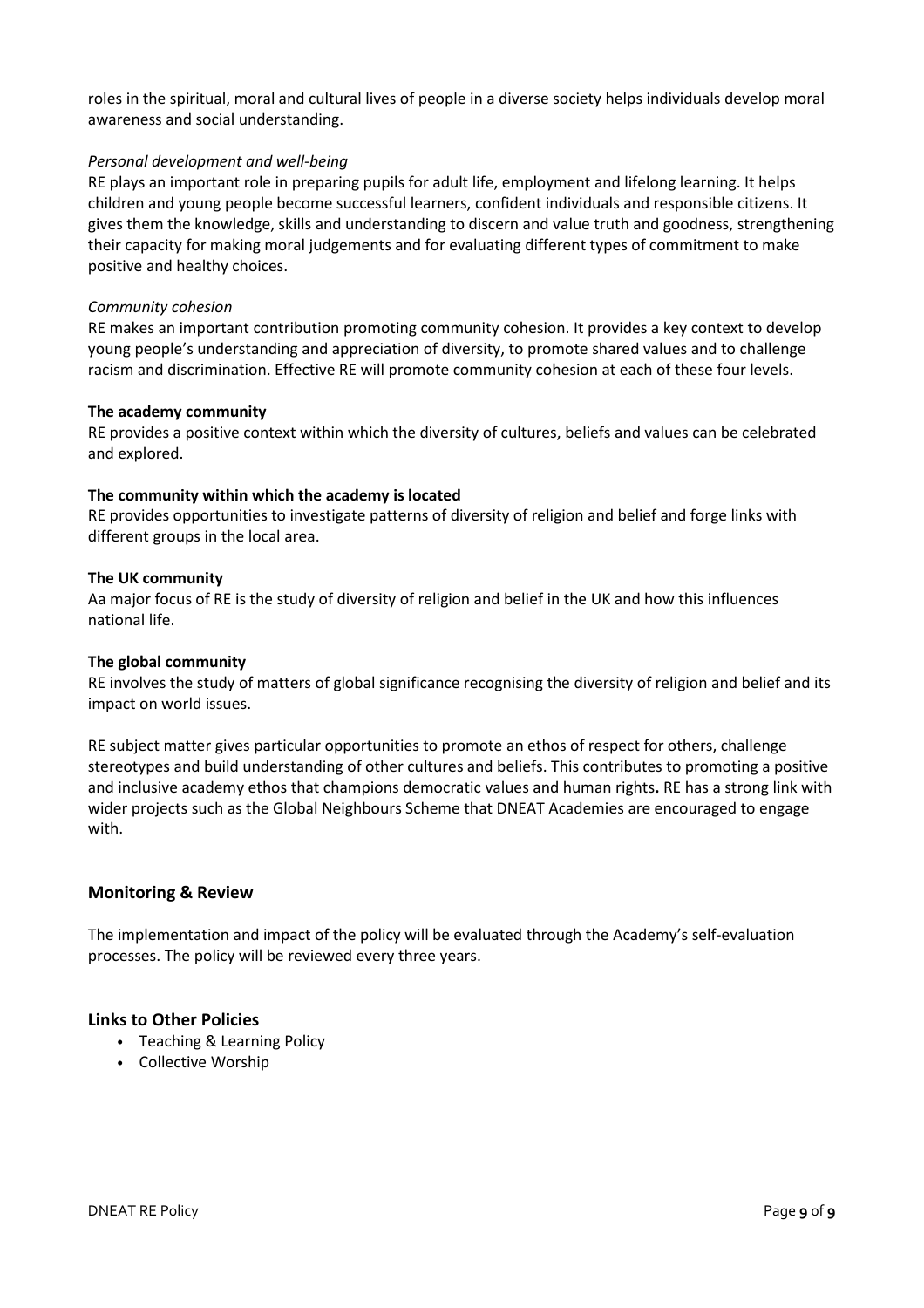roles in the spiritual, moral and cultural lives of people in a diverse society helps individuals develop moral awareness and social understanding.

*Personal development and well-being*

RE plays an important role in preparing pupils for adult life, employment and lifelong learning. It helps children and young people become successful learners, confident individuals and responsible citizens. It gives them the knowledge, skills and understanding to discern and value truth and goodness, strengthening their capacity for making moral judgements and for evaluating different types of commitment to make positive and healthy choices.

*Community cohesion*

RE makes an important contribution promoting community cohesion. It provides a key context to develop young people's understanding and appreciation of diversity, to promote shared values and to challenge racism and discrimination. Effective RE will promote community cohesion at each of these four levels.

**The academy community**

RE provides a positive context within which the diversity of cultures, beliefs and values can be celebrated and explored.

**The community within which the academy is located**

RE provides opportunities to investigate patterns of diversity of religion and belief and forge links with different groups in the local area.

**The UK community**

Aa major focus of RE is the study of diversity of religion and belief in the UK and how this influences national life.

**The global community**

RE involves the study of matters of global significance recognising the diversity of religion and belief and its impact on world issues.

RE subject matter gives particular opportunities to promote an ethos of respect for others, challenge stereotypes and build understanding of other cultures and beliefs. This contributes to promoting a positive and inclusive academy ethos that champions democratic values and human rights**.** RE has a strong link with wider projects such as the Global Neighbours Scheme that DNEAT Academies are encouraged to engage with.

## Monitoring & Review

The implementation and impact of the policy will be evaluated through the Academy's self-evaluation processes. The policy will be reviewed every three years.

## Links to Other Policies

- Teaching & Learning Policy
- Collective Worship